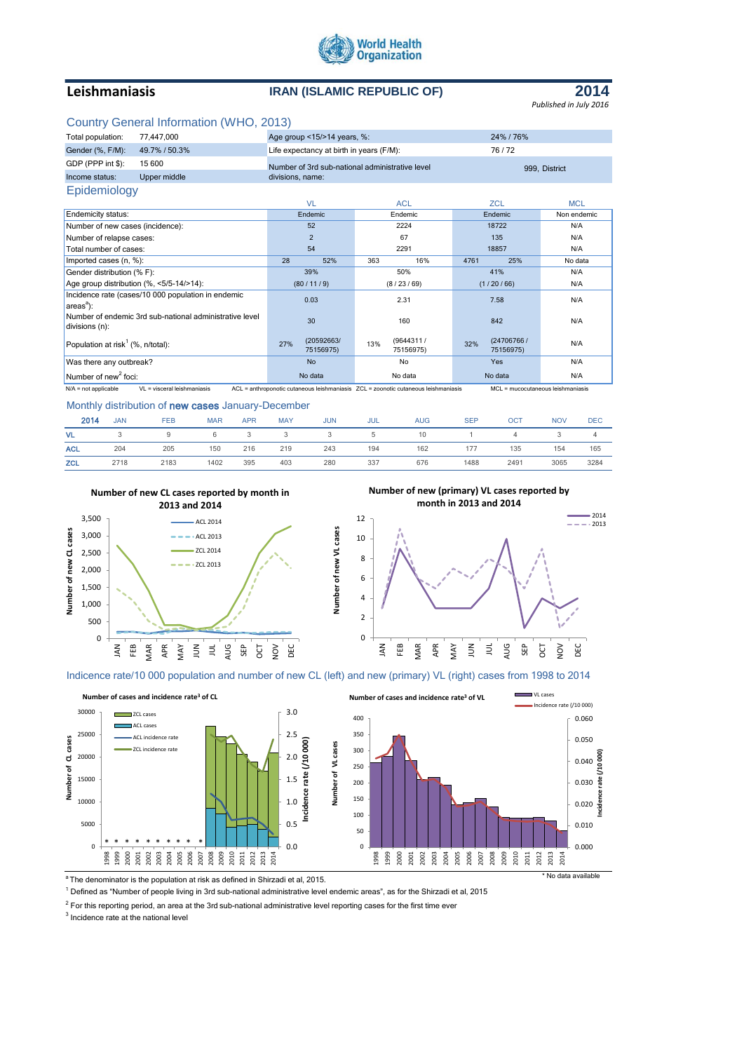World Health Organization

# Leishmaniasis

## IRAN (ISLAMIC REPUBLIC OF)

## 2014

*Published in July 2016*

### Country General Information (WHO, 2013)

| | | | |
|---|---|---|---|
| Total population: | 77,447,000 | Age group <15/>14 years, %: | 24% / 76% |
| Gender (%, F/M): | 49.7% / 50.3% | Life expectancy at birth in years (F/M): | 76 / 72 |
| GDP (PPP int $): | 15 600 | Number of 3rd sub-national administrative level divisions, name: | 999, District |
| Income status: | Upper middle | | |

### Epidemiology

| | VL | | ACL | | ZCL | | MCL |
|---|---|---|---|---|---|---|---|
| Endemicity status: | Endemic | | Endemic | | Endemic | | Non endemic |
| Number of new cases (incidence): | 52 | | 2224 | | 18722 | | N/A |
| Number of relapse cases: | 2 | | 67 | | 135 | | N/A |
| Total number of cases: | 54 | | 2291 | | 18857 | | N/A |
| Imported cases (n, %): | 28 | 52% | 363 | 16% | 4761 | 25% | No data |
| Gender distribution (% F): | 39% | | 50% | | 41% | | N/A |
| Age group distribution (%, <5/5-14/>14): | (80 / 11 / 9) | | (8 / 23 / 69) | | (1 / 20 / 66) | | N/A |
| Incidence rate (cases/10 000 population in endemic areas[a]): | 0.03 | | 2.31 | | 7.58 | | N/A |
| Number of endemic 3rd sub-national administrative level divisions (n): | 30 | | 160 | | 842 | | N/A |
| Population at risk[1] (%, n/total): | 27% | (20592663/ 75156975) | 13% | (9644311 / 75156975) | 32% | (24706766 / 75156975) | N/A |
| Was there any outbreak? | No | | No | | Yes | | N/A |
| Number of new[2] foci: | No data | | No data | | No data | | N/A |

N/A = not applicable  VL = visceral leishmaniasis  ACL = anthroponotic cutaneous leishmaniasis  ZCL = zoonotic cutaneous leishmaniasis  MCL = mucocutaneous leishmaniasis

### Monthly distribution of **new cases** January-December

| 2014 | JAN | FEB | MAR | APR | MAY | JUN | JUL | AUG | SEP | OCT | NOV | DEC |
|---|---|---|---|---|---|---|---|---|---|---|---|---|
| VL | 3 | 9 | 6 | 3 | 3 | 3 | 5 | 10 | 1 | 4 | 3 | 4 |
| ACL | 204 | 205 | 150 | 216 | 219 | 243 | 194 | 162 | 177 | 135 | 154 | 165 |
| ZCL | 2718 | 2183 | 1402 | 395 | 403 | 280 | 337 | 676 | 1488 | 2491 | 3065 | 3284 |

**Number of new CL cases reported by month in 2013 and 2014**

**Number of new (primary) VL cases reported by month in 2013 and 2014**

### Indicence rate/10 000 population and number of new CL (left) and new (primary) VL (right) cases from 1998 to 2014

**Number of cases and incidence rate[3] of CL**

**Number of cases and incidence rate[3] of VL**

\* No data available

[a] The denominator is the population at risk as defined in Shirzadi et al, 2015.

[1] Defined as "Number of people living in 3rd sub-national administrative level endemic areas", as for the Shirzadi et al, 2015

[2] For this reporting period, an area at the 3rd sub-national administrative level reporting cases for the first time ever

[3] Incidence rate at the national level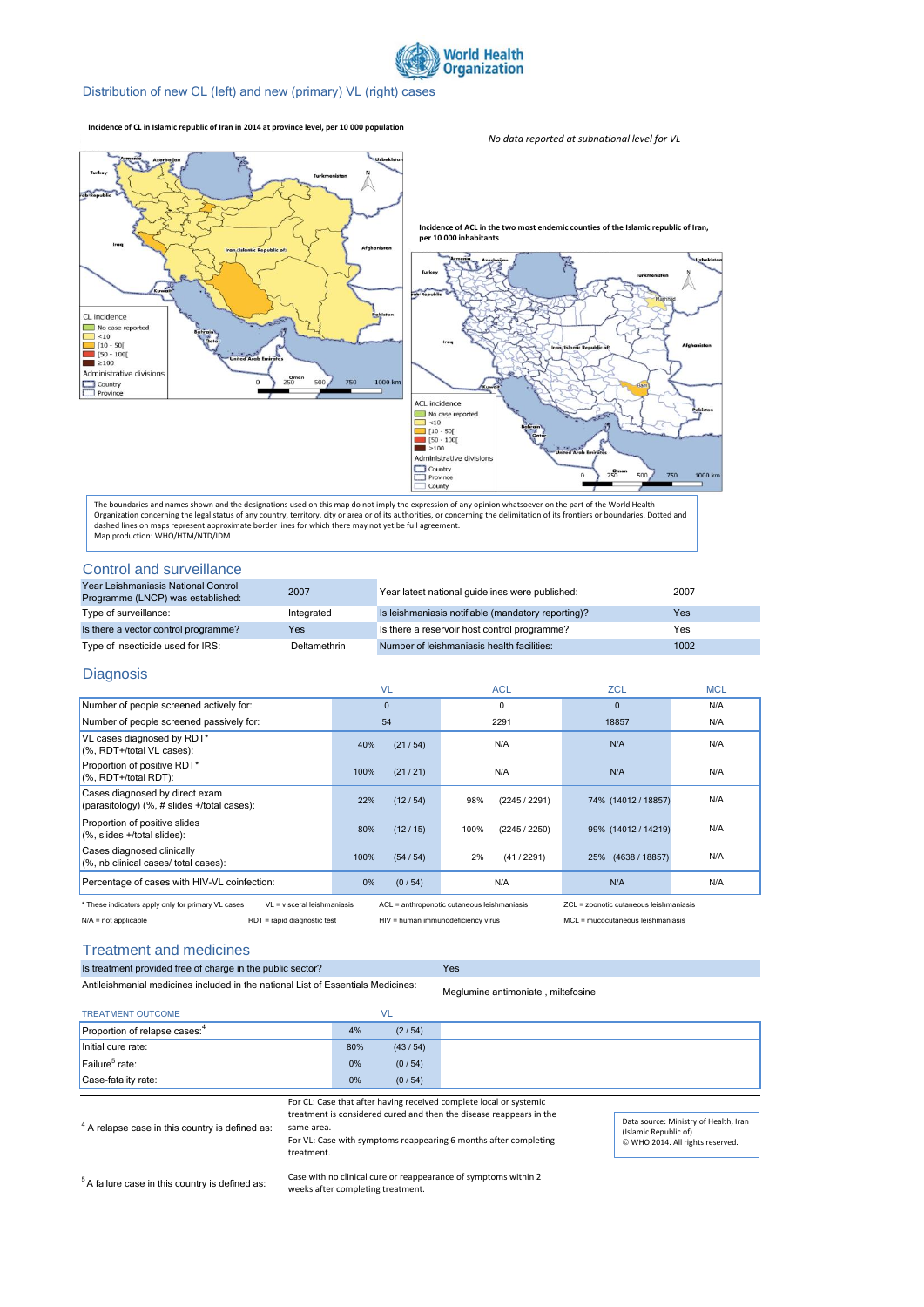Distribution of new CL (left) and new (primary) VL (right) cases

**Incidence of CL in Islamic republic of Iran in 2014 at province level, per 10 000 population**

*No data reported at subnational level for VL*

CL incidence
No case reported
<10
[10 - 50[
[50 - 100[
≥100
Administrative divisions
Country
Province

0 250 500 750 1000 km

**Incidence of ACL in the two most endemic counties of the Islamic republic of Iran, per 10 000 inhabitants**

ACL incidence
No case reported
<10
[10 - 50[
[50 - 100[
≥100
Administrative divisions
Country
Province
County

0 250 500 750 1000 km

The boundaries and names shown and the designations used on this map do not imply the expression of any opinion whatsoever on the part of the World Health Organization concerning the legal status of any country, territory, city or area or of its authorities, or concerning the delimitation of its frontiers or boundaries. Dotted and dashed lines on maps represent approximate border lines for which there may not yet be full agreement.
Map production: WHO/HTM/NTD/IDM

## Control and surveillance

| | | | |
|---|---|---|---|
| Year Leishmaniasis National Control Programme (LNCP) was established: | 2007 | Year latest national guidelines were published: | 2007 |
| Type of surveillance: | Integrated | Is leishmaniasis notifiable (mandatory reporting)? | Yes |
| Is there a vector control programme? | Yes | Is there a reservoir host control programme? | Yes |
| Type of insecticide used for IRS: | Deltamethrin | Number of leishmaniasis health facilities: | 1002 |

## Diagnosis

| | VL | ACL | ZCL | MCL |
|---|---|---|---|---|
| Number of people screened actively for: | 0 | 0 | 0 | N/A |
| Number of people screened passively for: | 54 | 2291 | 18857 | N/A |
| VL cases diagnosed by RDT* (%, RDT+/total VL cases): | 40% (21 / 54) | N/A | N/A | N/A |
| Proportion of positive RDT* (%, RDT+/total RDT): | 100% (21 / 21) | N/A | N/A | N/A |
| Cases diagnosed by direct exam (parasitology) (%, # slides +/total cases): | 22% (12 / 54) | 98% (2245 / 2291) | 74% (14012 / 18857) | N/A |
| Proportion of positive slides (%, slides +/total slides): | 80% (12 / 15) | 100% (2245 / 2250) | 99% (14012 / 14219) | N/A |
| Cases diagnosed clinically (%, nb clinical cases/ total cases): | 100% (54 / 54) | 2% (41 / 2291) | 25% (4638 / 18857) | N/A |
| Percentage of cases with HIV-VL coinfection: | 0% (0 / 54) | N/A | N/A | N/A |

* These indicators apply only for primary VL cases; VL = visceral leishmaniasis; ACL = anthroponotic cutaneous leishmaniasis; ZCL = zoonotic cutaneous leishmaniasis
N/A = not applicable; RDT = rapid diagnostic test; HIV = human immunodeficiency virus; MCL = mucocutaneous leishmaniasis

## Treatment and medicines

| | |
|---|---|
| Is treatment provided free of charge in the public sector? | Yes |
| Antileishmanial medicines included in the national List of Essentials Medicines: | Meglumine antimoniate , miltefosine |

| TREATMENT OUTCOME | VL | |
|---|---|---|
| Proportion of relapse cases:[4] | 4% | (2 / 54) |
| Initial cure rate: | 80% | (43 / 54) |
| Failure[5] rate: | 0% | (0 / 54) |
| Case-fatality rate: | 0% | (0 / 54) |

[4] A relapse case in this country is defined as: For CL: Case that after having received complete local or systemic treatment is considered cured and then the disease reappears in the same area.
For VL: Case with symptoms reappearing 6 months after completing treatment.

[5] A failure case in this country is defined as: Case with no clinical cure or reappearance of symptoms within 2 weeks after completing treatment.

Data source: Ministry of Health, Iran (Islamic Republic of)
© WHO 2014. All rights reserved.